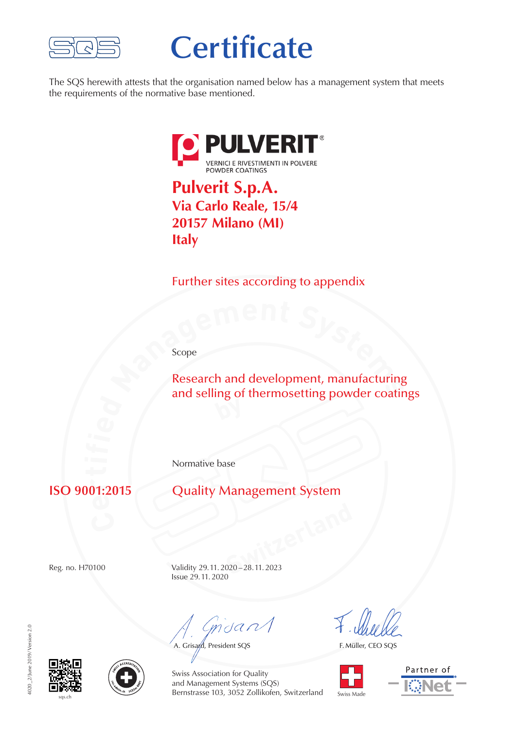SQS

# Certificate

The SQS herewith attests that the organisation named below has a management system that meets the requirements of the normative base mentioned.

PULVERIT®
VERNICI E RIVESTIMENTI IN POLVERE
POWDER COATINGS

## Pulverit S.p.A.
## Via Carlo Reale, 15/4
## 20157 Milano (MI)
## Italy

Further sites according to appendix

Scope

Research and development, manufacturing and selling of thermosetting powder coatings

Normative base

**ISO 9001:2015** Quality Management System

Reg. no. H70100

Validity 29. 11. 2020 – 28. 11. 2023
Issue 29. 11. 2020

A. Grisard, President SQS

F. Müller, CEO SQS

Swiss Association for Quality
and Management Systems (SQS)
Bernstrasse 103, 3052 Zollikofen, Switzerland

sqs.ch

Swiss Made

Partner of IQNet

4020_2/June 2019/Version 2.0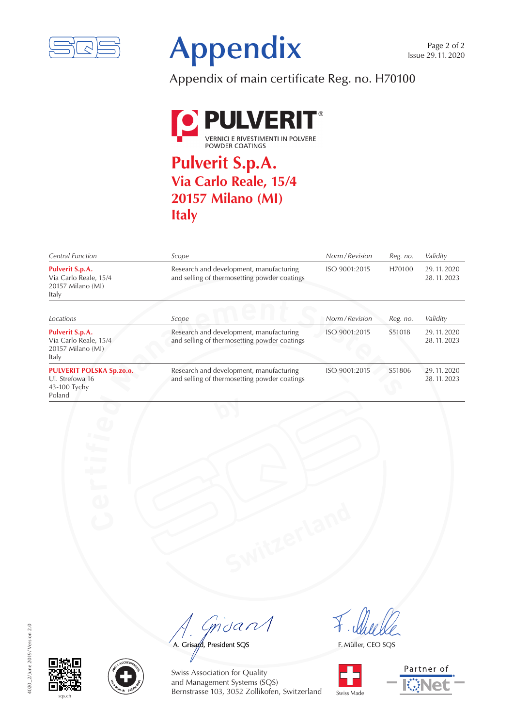# Appendix

Appendix of main certificate Reg. no. H70100

PULVERIT®
VERNICI E RIVESTIMENTI IN POLVERE
POWDER COATINGS

## Pulverit S.p.A.
## Via Carlo Reale, 15/4
## 20157 Milano (MI)
## Italy

| *Central Function* | *Scope* | *Norm / Revision* | *Reg. no.* | *Validity* |
|---|---|---|---|---|
| **Pulverit S.p.A.** Via Carlo Reale, 15/4 20157 Milano (MI) Italy | Research and development, manufacturing and selling of thermosetting powder coatings | ISO 9001:2015 | H70100 | 29. 11. 2020 28. 11. 2023 |

| *Locations* | *Scope* | *Norm / Revision* | *Reg. no.* | *Validity* |
|---|---|---|---|---|
| **Pulverit S.p.A.** Via Carlo Reale, 15/4 20157 Milano (MI) Italy | Research and development, manufacturing and selling of thermosetting powder coatings | ISO 9001:2015 | S51018 | 29. 11. 2020 28. 11. 2023 |
| **PULVERIT POLSKA Sp.zo.o.** Ul. Strefowa 16 43-100 Tychy Poland | Research and development, manufacturing and selling of thermosetting powder coatings | ISO 9001:2015 | S51806 | 29. 11. 2020 28. 11. 2023 |

A. Grisard, President SQS

F. Müller, CEO SQS

Swiss Association for Quality and Management Systems (SQS)
Bernstrasse 103, 3052 Zollikofen, Switzerland

sqs.ch

Swiss Made

Partner of IQNet

4020_2/June 2019/Version 2.0